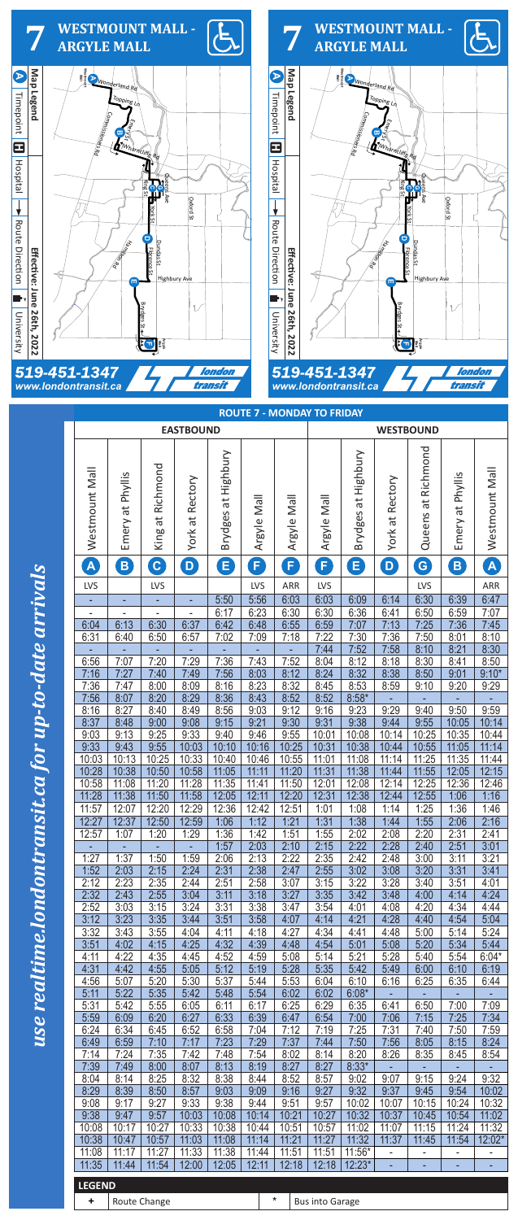# 7 WESTMOUNT MALL - ARGYLE MALL

**Map Legend**

- Ⓐ Timepoint
- Hospital
- Route Direction
- University

**Effective: June 26th, 2022**

519-451-1347
www.londontransit.ca

london transit

*use realtime.londontransit.ca for up-to-date arrivals*

## ROUTE 7 - MONDAY TO FRIDAY

| EASTBOUND | | | | | | | WESTBOUND | | | | | | |
|---|---|---|---|---|---|---|---|---|---|---|---|---|---|
| Westmount Mall | Emery at Phyllis | King at Richmond | York at Rectory | Brydges at Highbury | Argyle Mall | Argyle Mall | Argyle Mall | Brydges at Highbury | York at Rectory | Queens at Richmond | Emery at Phyllis | Westmount Mall |
| A | B | C | D | E | F | F | F | E | D | G | B | A |
| LVS | | LVS | | | LVS | ARR | LVS | | | LVS | | ARR |
| - | - | - | - | 5:50 | 5:56 | 6:03 | 6:03 | 6:09 | 6:14 | 6:30 | 6:39 | 6:47 |
| - | - | - | - | 6:17 | 6:23 | 6:30 | 6:30 | 6:36 | 6:41 | 6:50 | 6:59 | 7:07 |
| 6:04 | 6:13 | 6:30 | 6:37 | 6:42 | 6:48 | 6:55 | 6:59 | 7:07 | 7:13 | 7:25 | 7:36 | 7:45 |
| 6:31 | 6:40 | 6:50 | 6:57 | 7:02 | 7:09 | 7:18 | 7:22 | 7:30 | 7:36 | 7:50 | 8:01 | 8:10 |
| - | - | - | - | - | - | - | 7:44 | 7:52 | 7:58 | 8:10 | 8:21 | 8:30 |
| 6:56 | 7:07 | 7:20 | 7:29 | 7:36 | 7:43 | 7:52 | 8:04 | 8:12 | 8:18 | 8:30 | 8:41 | 8:50 |
| 7:16 | 7:27 | 7:40 | 7:49 | 7:56 | 8:03 | 8:12 | 8:24 | 8:32 | 8:38 | 8:50 | 9:01 | 9:10* |
| 7:36 | 7:47 | 8:00 | 8:09 | 8:16 | 8:23 | 8:32 | 8:45 | 8:53 | 8:59 | 9:10 | 9:20 | 9:29 |
| 7:56 | 8:07 | 8:20 | 8:29 | 8:36 | 8:43 | 8:52 | 8:52 | 8:58* | - | - | - | - |
| 8:16 | 8:27 | 8:40 | 8:49 | 8:56 | 9:03 | 9:12 | 9:16 | 9:23 | 9:29 | 9:40 | 9:50 | 9:59 |
| 8:37 | 8:48 | 9:00 | 9:08 | 9:15 | 9:21 | 9:30 | 9:31 | 9:38 | 9:44 | 9:55 | 10:05 | 10:14 |
| 9:03 | 9:13 | 9:25 | 9:33 | 9:40 | 9:46 | 9:55 | 10:01 | 10:08 | 10:14 | 10:25 | 10:35 | 10:44 |
| 9:33 | 9:43 | 9:55 | 10:03 | 10:10 | 10:16 | 10:25 | 10:31 | 10:38 | 10:44 | 10:55 | 11:05 | 11:14 |
| 10:03 | 10:13 | 10:25 | 10:33 | 10:40 | 10:46 | 10:55 | 11:01 | 11:08 | 11:14 | 11:25 | 11:35 | 11:44 |
| 10:28 | 10:38 | 10:50 | 10:58 | 11:05 | 11:11 | 11:20 | 11:31 | 11:38 | 11:44 | 11:55 | 12:05 | 12:15 |
| 10:58 | 11:08 | 11:20 | 11:28 | 11:35 | 11:41 | 11:50 | 12:01 | 12:08 | 12:14 | 12:25 | 12:36 | 12:46 |
| 11:28 | 11:38 | 11:50 | 11:58 | 12:05 | 12:11 | 12:20 | 12:31 | 12:38 | 12:44 | 12:55 | 1:06 | 1:16 |
| 11:57 | 12:07 | 12:20 | 12:29 | 12:36 | 12:42 | 12:51 | 1:01 | 1:08 | 1:14 | 1:25 | 1:36 | 1:46 |
| 12:27 | 12:37 | 12:50 | 12:59 | 1:06 | 1:12 | 1:21 | 1:31 | 1:38 | 1:44 | 1:55 | 2:06 | 2:16 |
| 12:57 | 1:07 | 1:20 | 1:29 | 1:36 | 1:42 | 1:51 | 1:55 | 2:02 | 2:08 | 2:20 | 2:31 | 2:41 |
| - | - | - | - | 1:57 | 2:03 | 2:10 | 2:15 | 2:22 | 2:28 | 2:40 | 2:51 | 3:01 |
| 1:27 | 1:37 | 1:50 | 1:59 | 2:06 | 2:13 | 2:22 | 2:35 | 2:42 | 2:48 | 3:00 | 3:11 | 3:21 |
| 1:52 | 2:03 | 2:15 | 2:24 | 2:31 | 2:38 | 2:47 | 2:55 | 3:02 | 3:08 | 3:20 | 3:31 | 3:41 |
| 2:12 | 2:23 | 2:35 | 2:44 | 2:51 | 2:58 | 3:07 | 3:15 | 3:22 | 3:28 | 3:40 | 3:51 | 4:01 |
| 2:32 | 2:43 | 2:55 | 3:04 | 3:11 | 3:18 | 3:27 | 3:35 | 3:42 | 3:48 | 4:00 | 4:14 | 4:24 |
| 2:52 | 3:03 | 3:15 | 3:24 | 3:31 | 3:38 | 3:47 | 3:54 | 4:01 | 4:08 | 4:20 | 4:34 | 4:44 |
| 3:12 | 3:23 | 3:35 | 3:44 | 3:51 | 3:58 | 4:07 | 4:14 | 4:21 | 4:28 | 4:40 | 4:54 | 5:04 |
| 3:32 | 3:43 | 3:55 | 4:04 | 4:11 | 4:18 | 4:27 | 4:34 | 4:41 | 4:48 | 5:00 | 5:14 | 5:24 |
| 3:51 | 4:02 | 4:15 | 4:25 | 4:32 | 4:39 | 4:48 | 4:54 | 5:01 | 5:08 | 5:20 | 5:34 | 5:44 |
| 4:11 | 4:22 | 4:35 | 4:45 | 4:52 | 4:59 | 5:08 | 5:14 | 5:21 | 5:28 | 5:40 | 5:54 | 6:04* |
| 4:31 | 4:42 | 4:55 | 5:05 | 5:12 | 5:19 | 5:28 | 5:35 | 5:42 | 5:49 | 6:00 | 6:10 | 6:19 |
| 4:56 | 5:07 | 5:20 | 5:30 | 5:37 | 5:44 | 5:53 | 6:04 | 6:10 | 6:16 | 6:25 | 6:35 | 6:44 |
| 5:11 | 5:22 | 5:35 | 5:42 | 5:48 | 5:54 | 6:02 | 6:02 | 6:08* | - | - | - | - |
| 5:31 | 5:42 | 5:55 | 6:05 | 6:11 | 6:17 | 6:25 | 6:29 | 6:35 | 6:41 | 6:50 | 7:00 | 7:09 |
| 5:59 | 6:09 | 6:20 | 6:27 | 6:33 | 6:39 | 6:47 | 6:54 | 7:00 | 7:06 | 7:15 | 7:25 | 7:34 |
| 6:24 | 6:34 | 6:45 | 6:52 | 6:58 | 7:04 | 7:12 | 7:19 | 7:25 | 7:31 | 7:40 | 7:50 | 7:59 |
| 6:49 | 6:59 | 7:10 | 7:17 | 7:23 | 7:29 | 7:37 | 7:44 | 7:50 | 7:56 | 8:05 | 8:15 | 8:24 |
| 7:14 | 7:24 | 7:35 | 7:42 | 7:48 | 7:54 | 8:02 | 8:14 | 8:20 | 8:26 | 8:35 | 8:45 | 8:54 |
| 7:39 | 7:49 | 8:00 | 8:07 | 8:13 | 8:19 | 8:27 | 8:27 | 8:33* | - | - | - | - |
| 8:04 | 8:14 | 8:25 | 8:32 | 8:38 | 8:44 | 8:52 | 8:57 | 9:02 | 9:07 | 9:15 | 9:24 | 9:32 |
| 8:29 | 8:39 | 8:50 | 8:57 | 9:03 | 9:09 | 9:16 | 9:27 | 9:32 | 9:37 | 9:45 | 9:54 | 10:02 |
| 9:08 | 9:17 | 9:27 | 9:33 | 9:38 | 9:44 | 9:51 | 9:57 | 10:02 | 10:07 | 10:15 | 10:24 | 10:32 |
| 9:38 | 9:47 | 9:57 | 10:03 | 10:08 | 10:14 | 10:21 | 10:27 | 10:32 | 10:37 | 10:45 | 10:54 | 11:02 |
| 10:08 | 10:17 | 10:27 | 10:33 | 10:38 | 10:44 | 10:51 | 10:57 | 11:02 | 11:07 | 11:15 | 11:24 | 11:32 |
| 10:38 | 10:47 | 10:57 | 11:03 | 11:08 | 11:14 | 11:21 | 11:27 | 11:32 | 11:37 | 11:45 | 11:54 | 12:02* |
| 11:08 | 11:17 | 11:27 | 11:33 | 11:38 | 11:44 | 11:51 | 11:51 | 11:56* | - | - | - | - |
| 11:35 | 11:44 | 11:54 | 12:00 | 12:05 | 12:11 | 12:18 | 12:18 | 12:23* | - | - | - | - |

**LEGEND**

| + | Route Change | * | Bus into Garage |
|---|---|---|---|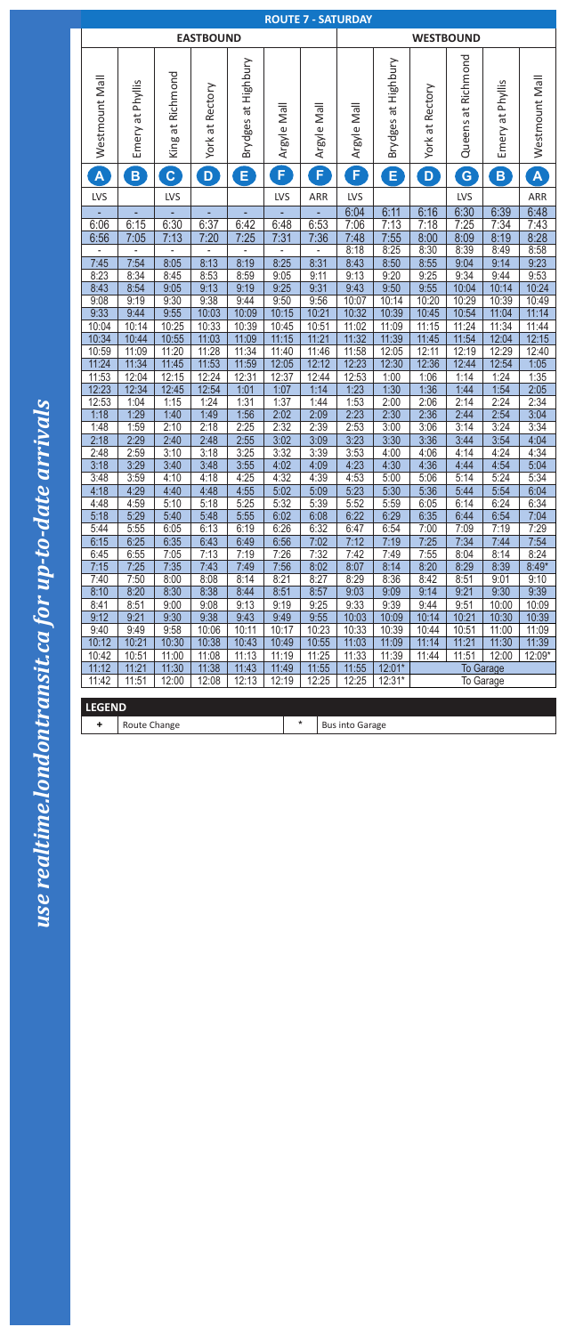# ROUTE 7 - SATURDAY

| EASTBOUND | | | | | | | WESTBOUND | | | | | |
|---|---|---|---|---|---|---|---|---|---|---|---|---|
| Westmount Mall | Emery at Phyllis | King at Richmond | York at Rectory | Brydges at Highbury | Argyle Mall | Argyle Mall | Argyle Mall | Brydges at Highbury | York at Rectory | Queens at Richmond | Emery at Phyllis | Westmount Mall |
| A | B | C | D | E | F | F | F | E | D | G | B | A |
| LVS | | LVS | | | LVS | ARR | LVS | | | LVS | | ARR |
| - | - | - | - | - | - | - | 6:04 | 6:11 | 6:16 | 6:30 | 6:39 | 6:48 |
| 6:06 | 6:15 | 6:30 | 6:37 | 6:42 | 6:48 | 6:53 | 7:06 | 7:13 | 7:18 | 7:25 | 7:34 | 7:43 |
| 6:56 | 7:05 | 7:13 | 7:20 | 7:25 | 7:31 | 7:36 | 7:48 | 7:55 | 8:00 | 8:09 | 8:19 | 8:28 |
| - | - | - | - | - | - | - | 8:18 | 8:25 | 8:30 | 8:39 | 8:49 | 8:58 |
| 7:45 | 7:54 | 8:05 | 8:13 | 8:19 | 8:25 | 8:31 | 8:43 | 8:50 | 8:55 | 9:04 | 9:14 | 9:23 |
| 8:23 | 8:34 | 8:45 | 8:53 | 8:59 | 9:05 | 9:11 | 9:13 | 9:20 | 9:25 | 9:34 | 9:44 | 9:53 |
| 8:43 | 8:54 | 9:05 | 9:13 | 9:19 | 9:25 | 9:31 | 9:43 | 9:50 | 9:55 | 10:04 | 10:14 | 10:24 |
| 9:08 | 9:19 | 9:30 | 9:38 | 9:44 | 9:50 | 9:56 | 10:07 | 10:14 | 10:20 | 10:29 | 10:39 | 10:49 |
| 9:33 | 9:44 | 9:55 | 10:03 | 10:09 | 10:15 | 10:21 | 10:32 | 10:39 | 10:45 | 10:54 | 11:04 | 11:14 |
| 10:04 | 10:14 | 10:25 | 10:33 | 10:39 | 10:45 | 10:51 | 11:02 | 11:09 | 11:15 | 11:24 | 11:34 | 11:44 |
| 10:34 | 10:44 | 10:55 | 11:03 | 11:09 | 11:15 | 11:21 | 11:32 | 11:39 | 11:45 | 11:54 | 12:04 | 12:15 |
| 10:59 | 11:09 | 11:20 | 11:28 | 11:34 | 11:40 | 11:46 | 11:58 | 12:05 | 12:11 | 12:19 | 12:29 | 12:40 |
| 11:24 | 11:34 | 11:45 | 11:53 | 11:59 | 12:05 | 12:12 | 12:23 | 12:30 | 12:36 | 12:44 | 12:54 | 1:05 |
| 11:53 | 12:04 | 12:15 | 12:24 | 12:31 | 12:37 | 12:44 | 12:53 | 1:00 | 1:06 | 1:14 | 1:24 | 1:35 |
| 12:23 | 12:34 | 12:45 | 12:54 | 1:01 | 1:07 | 1:14 | 1:23 | 1:30 | 1:36 | 1:44 | 1:54 | 2:05 |
| 12:53 | 1:04 | 1:15 | 1:24 | 1:31 | 1:37 | 1:44 | 1:53 | 2:00 | 2:06 | 2:14 | 2:24 | 2:34 |
| 1:18 | 1:29 | 1:40 | 1:49 | 1:56 | 2:02 | 2:09 | 2:23 | 2:30 | 2:36 | 2:44 | 2:54 | 3:04 |
| 1:48 | 1:59 | 2:10 | 2:18 | 2:25 | 2:32 | 2:39 | 2:53 | 3:00 | 3:06 | 3:14 | 3:24 | 3:34 |
| 2:18 | 2:29 | 2:40 | 2:48 | 2:55 | 3:02 | 3:09 | 3:23 | 3:30 | 3:36 | 3:44 | 3:54 | 4:04 |
| 2:48 | 2:59 | 3:10 | 3:18 | 3:25 | 3:32 | 3:39 | 3:53 | 4:00 | 4:06 | 4:14 | 4:24 | 4:34 |
| 3:18 | 3:29 | 3:40 | 3:48 | 3:55 | 4:02 | 4:09 | 4:23 | 4:30 | 4:36 | 4:44 | 4:54 | 5:04 |
| 3:48 | 3:59 | 4:10 | 4:18 | 4:25 | 4:32 | 4:39 | 4:53 | 5:00 | 5:06 | 5:14 | 5:24 | 5:34 |
| 4:18 | 4:29 | 4:40 | 4:48 | 4:55 | 5:02 | 5:09 | 5:23 | 5:30 | 5:36 | 5:44 | 5:54 | 6:04 |
| 4:48 | 4:59 | 5:10 | 5:18 | 5:25 | 5:32 | 5:39 | 5:52 | 5:59 | 6:05 | 6:14 | 6:24 | 6:34 |
| 5:18 | 5:29 | 5:40 | 5:48 | 5:55 | 6:02 | 6:08 | 6:22 | 6:29 | 6:35 | 6:44 | 6:54 | 7:04 |
| 5:44 | 5:55 | 6:05 | 6:13 | 6:19 | 6:26 | 6:32 | 6:47 | 6:54 | 7:00 | 7:09 | 7:19 | 7:29 |
| 6:15 | 6:25 | 6:35 | 6:43 | 6:49 | 6:56 | 7:02 | 7:12 | 7:19 | 7:25 | 7:34 | 7:44 | 7:54 |
| 6:45 | 6:55 | 7:05 | 7:13 | 7:19 | 7:26 | 7:32 | 7:42 | 7:49 | 7:55 | 8:04 | 8:14 | 8:24 |
| 7:15 | 7:25 | 7:35 | 7:43 | 7:49 | 7:56 | 8:02 | 8:07 | 8:14 | 8:20 | 8:29 | 8:39 | 8:49* |
| 7:40 | 7:50 | 8:00 | 8:08 | 8:14 | 8:21 | 8:27 | 8:29 | 8:36 | 8:42 | 8:51 | 9:01 | 9:10 |
| 8:10 | 8:20 | 8:30 | 8:38 | 8:44 | 8:51 | 8:57 | 9:03 | 9:09 | 9:14 | 9:21 | 9:30 | 9:39 |
| 8:41 | 8:51 | 9:00 | 9:08 | 9:13 | 9:19 | 9:25 | 9:33 | 9:39 | 9:44 | 9:51 | 10:00 | 10:09 |
| 9:12 | 9:21 | 9:30 | 9:38 | 9:43 | 9:49 | 9:55 | 10:03 | 10:09 | 10:14 | 10:21 | 10:30 | 10:39 |
| 9:40 | 9:49 | 9:58 | 10:06 | 10:11 | 10:17 | 10:23 | 10:33 | 10:39 | 10:44 | 10:51 | 11:00 | 11:09 |
| 10:12 | 10:21 | 10:30 | 10:38 | 10:43 | 10:49 | 10:55 | 11:03 | 11:09 | 11:14 | 11:21 | 11:30 | 11:39 |
| 10:42 | 10:51 | 11:00 | 11:08 | 11:13 | 11:19 | 11:25 | 11:33 | 11:39 | 11:44 | 11:51 | 12:00 | 12:09* |
| 11:12 | 11:21 | 11:30 | 11:38 | 11:43 | 11:49 | 11:55 | 11:55 | 12:01* | To Garage | | | |
| 11:42 | 11:51 | 12:00 | 12:08 | 12:13 | 12:19 | 12:25 | 12:25 | 12:31* | To Garage | | | |

**LEGEND**

| Symbol | Meaning | Symbol | Meaning |
|---|---|---|---|
| + | Route Change | * | Bus into Garage |

*use realtime.londontransit.ca for up-to-date arrivals*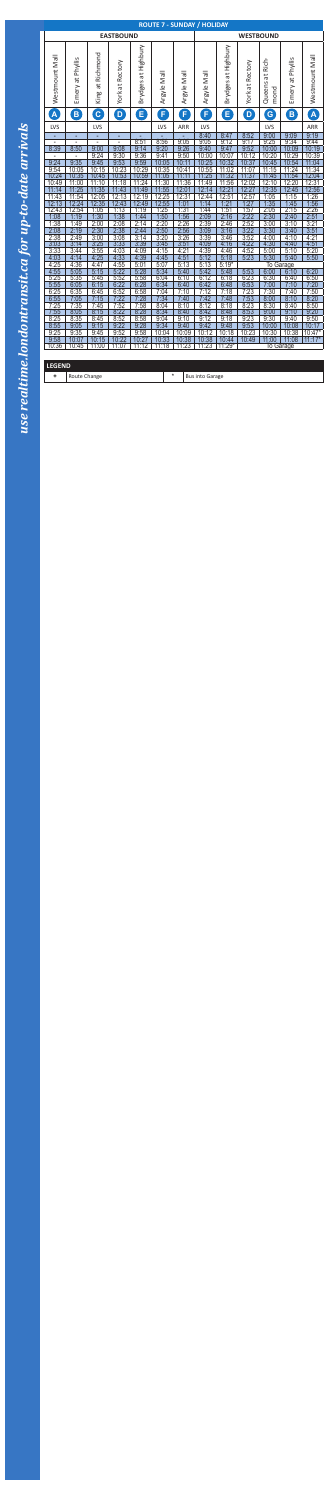*use realtime.londontransit.ca for up-to-date arrivals*

## ROUTE 7 - SUNDAY / HOLIDAY

| EASTBOUND | | | | | | | WESTBOUND | | | | | |
|---|---|---|---|---|---|---|---|---|---|---|---|---|
| Westmount Mall | Emery at Phyllis | King at Richmond | York at Rectory | Brydges at Highbury | Argyle Mall | Argyle Mall | Argyle Mall | Brydges at Highbury | York at Rectory | Queens at Richmond | Emery at Phyllis | Westmount Mall |
| A | B | C | D | E | F | F | F | E | D | G | B | A |
| LVS | | LVS | | | LVS | ARR | LVS | | | LVS | | ARR |
| - | - | - | - | - | - | - | 8:40 | 8:47 | 8:52 | 9:00 | 9:09 | 9:19 |
| - | - | - | - | 8:51 | 8:56 | 9:06 | 9:05 | 9:12 | 9:17 | 9:25 | 9:34 | 9:44 |
| 8:39 | 8:50 | 9:00 | 9:08 | 9:14 | 9:20 | 9:26 | 9:40 | 9:47 | 9:52 | 10:00 | 10:09 | 10:19 |
| - | - | 9:24 | 9:30 | 9:36 | 9:41 | 9:50 | 10:00 | 10:07 | 10:12 | 10:20 | 10:29 | 10:39 |
| 9:24 | 9:35 | 9:45 | 9:53 | 9:59 | 10:05 | 10:11 | 10:25 | 10:32 | 10:37 | 10:45 | 10:54 | 11:04 |
| 9:54 | 10:05 | 10:15 | 10:23 | 10:29 | 10:35 | 10:41 | 10:55 | 11:02 | 11:07 | 11:15 | 11:24 | 11:34 |
| 10:24 | 10:35 | 10:45 | 10:53 | 10:59 | 11:05 | 11:11 | 11:25 | 11:32 | 11:37 | 11:45 | 11:54 | 12:04 |
| 10:49 | 11:00 | 11:10 | 11:18 | 11:24 | 11:30 | 11:36 | 11:49 | 11:56 | 12:02 | 12:10 | 12:20 | 12:31 |
| 11:14 | 11:25 | 11:35 | 11:43 | 11:49 | 11:55 | 12:01 | 12:14 | 12:21 | 12:27 | 12:35 | 12:45 | 12:56 |
| 11:43 | 11:54 | 12:05 | 12:13 | 12:19 | 12:25 | 12:31 | 12:44 | 12:51 | 12:57 | 1:05 | 1:15 | 1:26 |
| 12:13 | 12:24 | 12:35 | 12:43 | 12:49 | 12:55 | 1:01 | 1:14 | 1:21 | 1:27 | 1:35 | 1:45 | 1:56 |
| 12:43 | 12:54 | 1:05 | 1:13 | 1:19 | 1:25 | 1:31 | 1:44 | 1:51 | 1:57 | 2:05 | 2:15 | 2:26 |
| 1:08 | 1:19 | 1:30 | 1:38 | 1:44 | 1:50 | 1:56 | 2:09 | 2:16 | 2:22 | 2:30 | 2:40 | 2:51 |
| 1:38 | 1:49 | 2:00 | 2:08 | 2:14 | 2:20 | 2:26 | 2:39 | 2:46 | 2:52 | 3:00 | 3:10 | 3:21 |
| 2:08 | 2:19 | 2:30 | 2:38 | 2:44 | 2:50 | 2:56 | 3:09 | 3:16 | 3:22 | 3:30 | 3:40 | 3:51 |
| 2:38 | 2:49 | 3:00 | 3:08 | 3:14 | 3:20 | 3:26 | 3:39 | 3:46 | 3:52 | 4:00 | 4:10 | 4:21 |
| 3:03 | 3:14 | 3:25 | 3:33 | 3:39 | 3:45 | 3:51 | 4:09 | 4:16 | 4:22 | 4:30 | 4:40 | 4:51 |
| 3:33 | 3:44 | 3:55 | 4:03 | 4:09 | 4:15 | 4:21 | 4:39 | 4:46 | 4:52 | 5:00 | 5:10 | 5:20 |
| 4:03 | 4:14 | 4:25 | 4:33 | 4:39 | 4:45 | 4:51 | 5:12 | 5:18 | 5:23 | 5:30 | 5:40 | 5:50 |
| 4:25 | 4:36 | 4:47 | 4:55 | 5:01 | 5:07 | 5:13 | 5:13 | 5:19* | To Garage | | | |
| 4:55 | 5:05 | 5:15 | 5:22 | 5:28 | 5:34 | 5:40 | 5:42 | 5:48 | 5:53 | 6:00 | 6:10 | 6:20 |
| 5:25 | 5:35 | 5:45 | 5:52 | 5:58 | 6:04 | 6:10 | 6:12 | 6:18 | 6:23 | 6:30 | 6:40 | 6:50 |
| 5:55 | 6:05 | 6:15 | 6:22 | 6:28 | 6:34 | 6:40 | 6:42 | 6:48 | 6:53 | 7:00 | 7:10 | 7:20 |
| 6:25 | 6:35 | 6:45 | 6:52 | 6:58 | 7:04 | 7:10 | 7:12 | 7:18 | 7:23 | 7:30 | 7:40 | 7:50 |
| 6:55 | 7:05 | 7:15 | 7:22 | 7:28 | 7:34 | 7:40 | 7:42 | 7:48 | 7:53 | 8:00 | 8:10 | 8:20 |
| 7:25 | 7:35 | 7:45 | 7:52 | 7:58 | 8:04 | 8:10 | 8:12 | 8:18 | 8:23 | 8:30 | 8:40 | 8:50 |
| 7:55 | 8:05 | 8:15 | 8:22 | 8:28 | 8:34 | 8:40 | 8:42 | 8:48 | 8:53 | 9:00 | 9:10 | 9:20 |
| 8:25 | 8:35 | 8:45 | 8:52 | 8:58 | 9:04 | 9:10 | 9:12 | 9:18 | 9:23 | 9:30 | 9:40 | 9:50 |
| 8:55 | 9:05 | 9:15 | 9:22 | 9:28 | 9:34 | 9:40 | 9:42 | 9:48 | 9:53 | 10:00 | 10:09 | 10:17 |
| 9:25 | 9:35 | 9:45 | 9:52 | 9:58 | 10:04 | 10:09 | 10:12 | 10:18 | 10:23 | 10:30 | 10:38 | 10:47* |
| 9:58 | 10:07 | 10:15 | 10:22 | 10:27 | 10:33 | 10:38 | 10:38 | 10:44 | 10:49 | 11:00 | 11:08 | 11:17* |
| 10:36 | 10:45 | 11:00 | 11:07 | 11:12 | 11:18 | 11:23 | 11:23 | 11:29* | To Garage | | | |

| LEGEND | | | |
|---|---|---|---|
| ■ | Route Change | * | Bus into Garage |